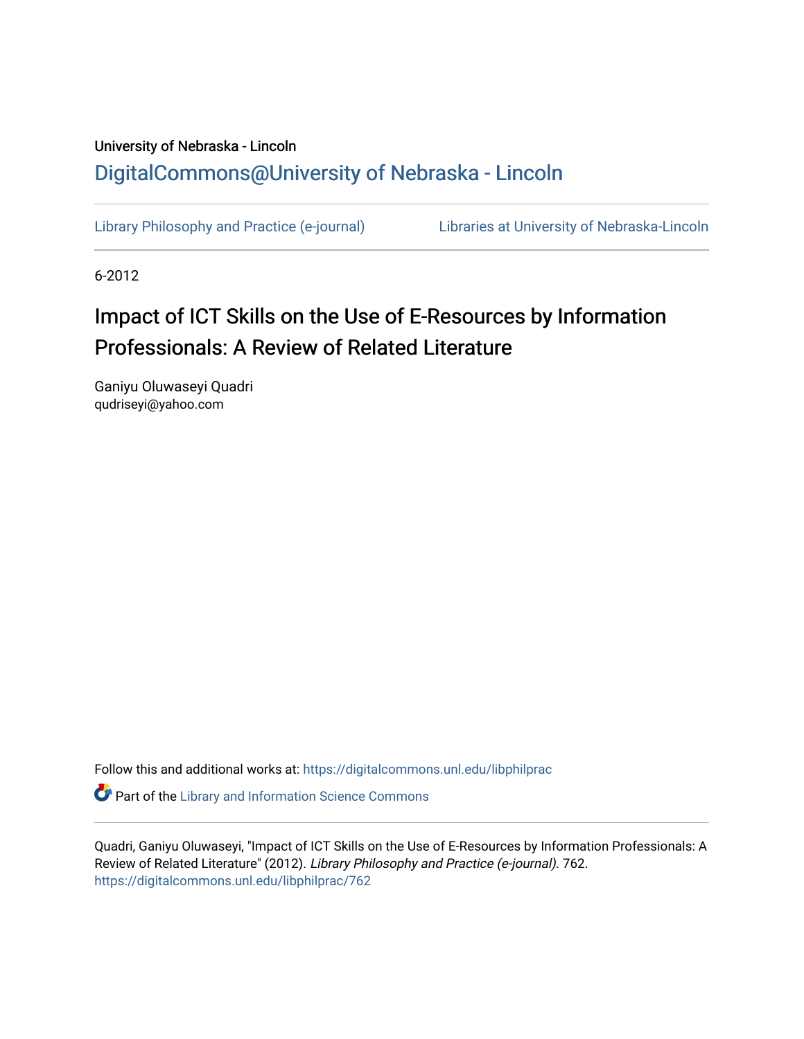University of Nebraska - Lincoln

DigitalCommons@University of Nebraska - Lincoln

Library Philosophy and Practice (e-journal)    Libraries at University of Nebraska-Lincoln

6-2012

# Impact of ICT Skills on the Use of E-Resources by Information Professionals: A Review of Related Literature

Ganiyu Oluwaseyi Quadri
qudriseyi@yahoo.com

Follow this and additional works at: https://digitalcommons.unl.edu/libphilprac

Part of the Library and Information Science Commons

Quadri, Ganiyu Oluwaseyi, "Impact of ICT Skills on the Use of E-Resources by Information Professionals: A Review of Related Literature" (2012). *Library Philosophy and Practice (e-journal)*. 762.
https://digitalcommons.unl.edu/libphilprac/762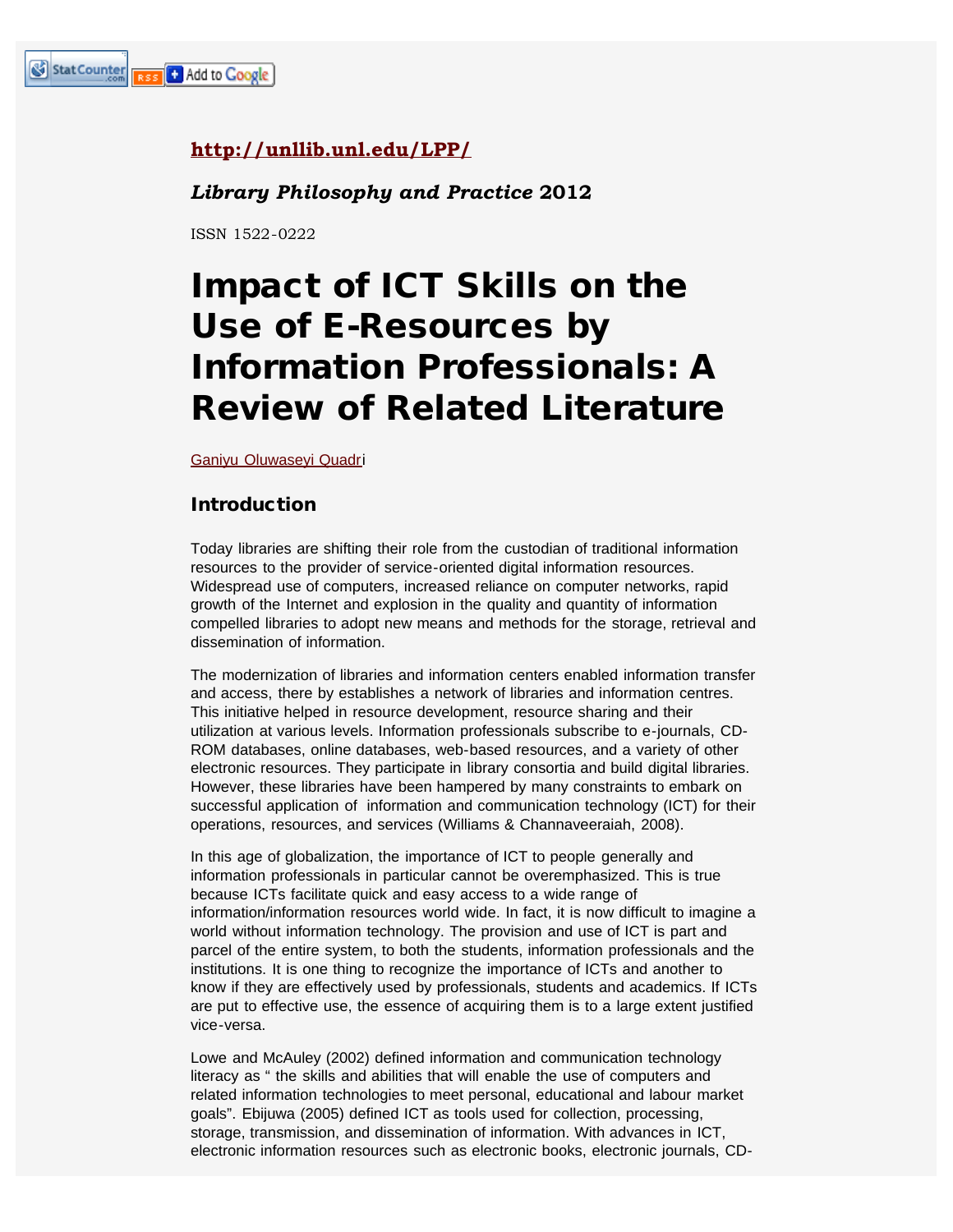http://unllib.unl.edu/LPP/

*Library Philosophy and Practice* 2012

ISSN 1522-0222

# Impact of ICT Skills on the Use of E-Resources by Information Professionals: A Review of Related Literature

Ganiyu Oluwaseyi Quadri

## Introduction

Today libraries are shifting their role from the custodian of traditional information resources to the provider of service-oriented digital information resources. Widespread use of computers, increased reliance on computer networks, rapid growth of the Internet and explosion in the quality and quantity of information compelled libraries to adopt new means and methods for the storage, retrieval and dissemination of information.

The modernization of libraries and information centers enabled information transfer and access, there by establishes a network of libraries and information centres. This initiative helped in resource development, resource sharing and their utilization at various levels. Information professionals subscribe to e-journals, CD-ROM databases, online databases, web-based resources, and a variety of other electronic resources. They participate in library consortia and build digital libraries. However, these libraries have been hampered by many constraints to embark on successful application of information and communication technology (ICT) for their operations, resources, and services (Williams & Channaveeraiah, 2008).

In this age of globalization, the importance of ICT to people generally and information professionals in particular cannot be overemphasized. This is true because ICTs facilitate quick and easy access to a wide range of information/information resources world wide. In fact, it is now difficult to imagine a world without information technology. The provision and use of ICT is part and parcel of the entire system, to both the students, information professionals and the institutions. It is one thing to recognize the importance of ICTs and another to know if they are effectively used by professionals, students and academics. If ICTs are put to effective use, the essence of acquiring them is to a large extent justified vice-versa.

Lowe and McAuley (2002) defined information and communication technology literacy as " the skills and abilities that will enable the use of computers and related information technologies to meet personal, educational and labour market goals". Ebijuwa (2005) defined ICT as tools used for collection, processing, storage, transmission, and dissemination of information. With advances in ICT, electronic information resources such as electronic books, electronic journals, CD-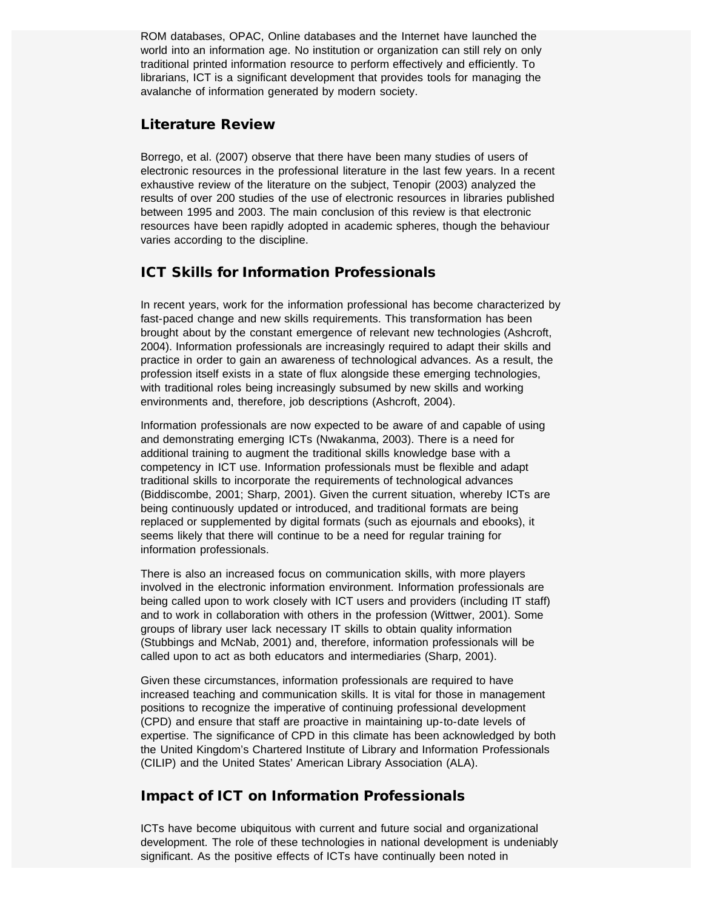ROM databases, OPAC, Online databases and the Internet have launched the world into an information age. No institution or organization can still rely on only traditional printed information resource to perform effectively and efficiently. To librarians, ICT is a significant development that provides tools for managing the avalanche of information generated by modern society.

## Literature Review

Borrego, et al. (2007) observe that there have been many studies of users of electronic resources in the professional literature in the last few years. In a recent exhaustive review of the literature on the subject, Tenopir (2003) analyzed the results of over 200 studies of the use of electronic resources in libraries published between 1995 and 2003. The main conclusion of this review is that electronic resources have been rapidly adopted in academic spheres, though the behaviour varies according to the discipline.

## ICT Skills for Information Professionals

In recent years, work for the information professional has become characterized by fast-paced change and new skills requirements. This transformation has been brought about by the constant emergence of relevant new technologies (Ashcroft, 2004). Information professionals are increasingly required to adapt their skills and practice in order to gain an awareness of technological advances. As a result, the profession itself exists in a state of flux alongside these emerging technologies, with traditional roles being increasingly subsumed by new skills and working environments and, therefore, job descriptions (Ashcroft, 2004).

Information professionals are now expected to be aware of and capable of using and demonstrating emerging ICTs (Nwakanma, 2003). There is a need for additional training to augment the traditional skills knowledge base with a competency in ICT use. Information professionals must be flexible and adapt traditional skills to incorporate the requirements of technological advances (Biddiscombe, 2001; Sharp, 2001). Given the current situation, whereby ICTs are being continuously updated or introduced, and traditional formats are being replaced or supplemented by digital formats (such as ejournals and ebooks), it seems likely that there will continue to be a need for regular training for information professionals.

There is also an increased focus on communication skills, with more players involved in the electronic information environment. Information professionals are being called upon to work closely with ICT users and providers (including IT staff) and to work in collaboration with others in the profession (Wittwer, 2001). Some groups of library user lack necessary IT skills to obtain quality information (Stubbings and McNab, 2001) and, therefore, information professionals will be called upon to act as both educators and intermediaries (Sharp, 2001).

Given these circumstances, information professionals are required to have increased teaching and communication skills. It is vital for those in management positions to recognize the imperative of continuing professional development (CPD) and ensure that staff are proactive in maintaining up-to-date levels of expertise. The significance of CPD in this climate has been acknowledged by both the United Kingdom's Chartered Institute of Library and Information Professionals (CILIP) and the United States' American Library Association (ALA).

## Impact of ICT on Information Professionals

ICTs have become ubiquitous with current and future social and organizational development. The role of these technologies in national development is undeniably significant. As the positive effects of ICTs have continually been noted in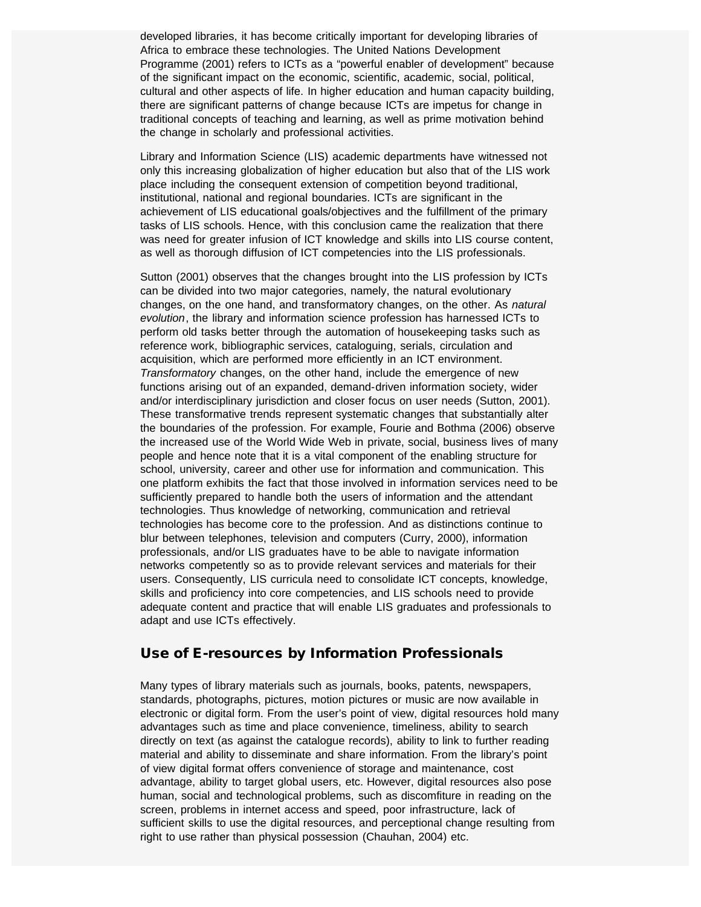developed libraries, it has become critically important for developing libraries of Africa to embrace these technologies. The United Nations Development Programme (2001) refers to ICTs as a "powerful enabler of development" because of the significant impact on the economic, scientific, academic, social, political, cultural and other aspects of life. In higher education and human capacity building, there are significant patterns of change because ICTs are impetus for change in traditional concepts of teaching and learning, as well as prime motivation behind the change in scholarly and professional activities.

Library and Information Science (LIS) academic departments have witnessed not only this increasing globalization of higher education but also that of the LIS work place including the consequent extension of competition beyond traditional, institutional, national and regional boundaries. ICTs are significant in the achievement of LIS educational goals/objectives and the fulfillment of the primary tasks of LIS schools. Hence, with this conclusion came the realization that there was need for greater infusion of ICT knowledge and skills into LIS course content, as well as thorough diffusion of ICT competencies into the LIS professionals.

Sutton (2001) observes that the changes brought into the LIS profession by ICTs can be divided into two major categories, namely, the natural evolutionary changes, on the one hand, and transformatory changes, on the other. As *natural evolution*, the library and information science profession has harnessed ICTs to perform old tasks better through the automation of housekeeping tasks such as reference work, bibliographic services, cataloguing, serials, circulation and acquisition, which are performed more efficiently in an ICT environment. *Transformatory* changes, on the other hand, include the emergence of new functions arising out of an expanded, demand-driven information society, wider and/or interdisciplinary jurisdiction and closer focus on user needs (Sutton, 2001). These transformative trends represent systematic changes that substantially alter the boundaries of the profession. For example, Fourie and Bothma (2006) observe the increased use of the World Wide Web in private, social, business lives of many people and hence note that it is a vital component of the enabling structure for school, university, career and other use for information and communication. This one platform exhibits the fact that those involved in information services need to be sufficiently prepared to handle both the users of information and the attendant technologies. Thus knowledge of networking, communication and retrieval technologies has become core to the profession. And as distinctions continue to blur between telephones, television and computers (Curry, 2000), information professionals, and/or LIS graduates have to be able to navigate information networks competently so as to provide relevant services and materials for their users. Consequently, LIS curricula need to consolidate ICT concepts, knowledge, skills and proficiency into core competencies, and LIS schools need to provide adequate content and practice that will enable LIS graduates and professionals to adapt and use ICTs effectively.

## Use of E-resources by Information Professionals

Many types of library materials such as journals, books, patents, newspapers, standards, photographs, pictures, motion pictures or music are now available in electronic or digital form. From the user's point of view, digital resources hold many advantages such as time and place convenience, timeliness, ability to search directly on text (as against the catalogue records), ability to link to further reading material and ability to disseminate and share information. From the library's point of view digital format offers convenience of storage and maintenance, cost advantage, ability to target global users, etc. However, digital resources also pose human, social and technological problems, such as discomfiture in reading on the screen, problems in internet access and speed, poor infrastructure, lack of sufficient skills to use the digital resources, and perceptional change resulting from right to use rather than physical possession (Chauhan, 2004) etc.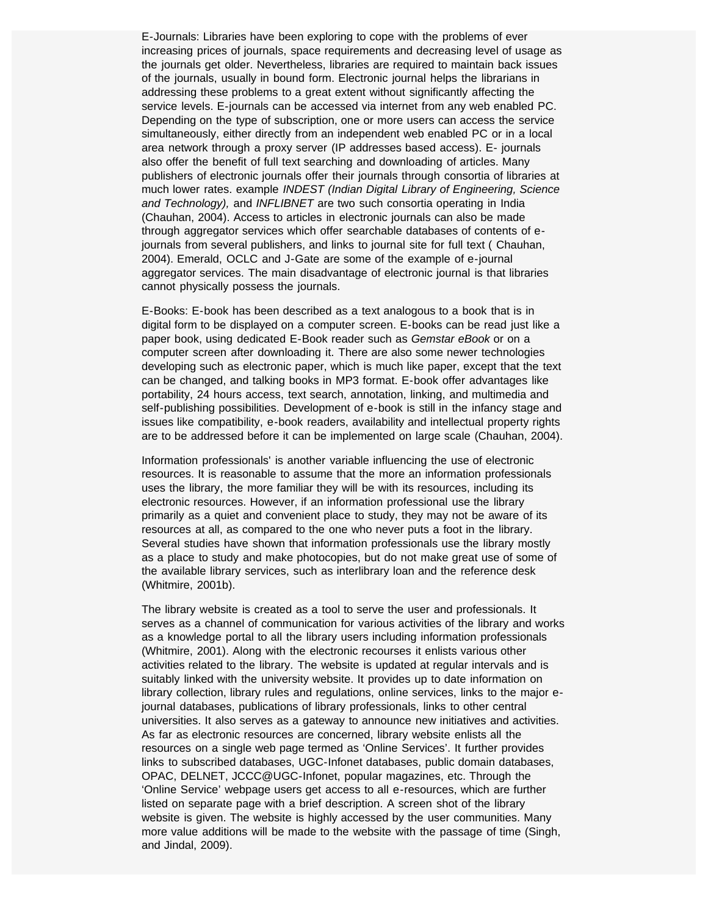E-Journals: Libraries have been exploring to cope with the problems of ever increasing prices of journals, space requirements and decreasing level of usage as the journals get older. Nevertheless, libraries are required to maintain back issues of the journals, usually in bound form. Electronic journal helps the librarians in addressing these problems to a great extent without significantly affecting the service levels. E-journals can be accessed via internet from any web enabled PC. Depending on the type of subscription, one or more users can access the service simultaneously, either directly from an independent web enabled PC or in a local area network through a proxy server (IP addresses based access). E- journals also offer the benefit of full text searching and downloading of articles. Many publishers of electronic journals offer their journals through consortia of libraries at much lower rates. example *INDEST (Indian Digital Library of Engineering, Science and Technology),* and *INFLIBNET* are two such consortia operating in India (Chauhan, 2004). Access to articles in electronic journals can also be made through aggregator services which offer searchable databases of contents of e-journals from several publishers, and links to journal site for full text ( Chauhan, 2004). Emerald, OCLC and J-Gate are some of the example of e-journal aggregator services. The main disadvantage of electronic journal is that libraries cannot physically possess the journals.

E-Books: E-book has been described as a text analogous to a book that is in digital form to be displayed on a computer screen. E-books can be read just like a paper book, using dedicated E-Book reader such as *Gemstar eBook* or on a computer screen after downloading it. There are also some newer technologies developing such as electronic paper, which is much like paper, except that the text can be changed, and talking books in MP3 format. E-book offer advantages like portability, 24 hours access, text search, annotation, linking, and multimedia and self-publishing possibilities. Development of e-book is still in the infancy stage and issues like compatibility, e-book readers, availability and intellectual property rights are to be addressed before it can be implemented on large scale (Chauhan, 2004).

Information professionals' is another variable influencing the use of electronic resources. It is reasonable to assume that the more an information professionals uses the library, the more familiar they will be with its resources, including its electronic resources. However, if an information professional use the library primarily as a quiet and convenient place to study, they may not be aware of its resources at all, as compared to the one who never puts a foot in the library. Several studies have shown that information professionals use the library mostly as a place to study and make photocopies, but do not make great use of some of the available library services, such as interlibrary loan and the reference desk (Whitmire, 2001b).

The library website is created as a tool to serve the user and professionals. It serves as a channel of communication for various activities of the library and works as a knowledge portal to all the library users including information professionals (Whitmire, 2001). Along with the electronic recourses it enlists various other activities related to the library. The website is updated at regular intervals and is suitably linked with the university website. It provides up to date information on library collection, library rules and regulations, online services, links to the major e-journal databases, publications of library professionals, links to other central universities. It also serves as a gateway to announce new initiatives and activities. As far as electronic resources are concerned, library website enlists all the resources on a single web page termed as 'Online Services'. It further provides links to subscribed databases, UGC-Infonet databases, public domain databases, OPAC, DELNET, JCCC@UGC-Infonet, popular magazines, etc. Through the 'Online Service' webpage users get access to all e-resources, which are further listed on separate page with a brief description. A screen shot of the library website is given. The website is highly accessed by the user communities. Many more value additions will be made to the website with the passage of time (Singh, and Jindal, 2009).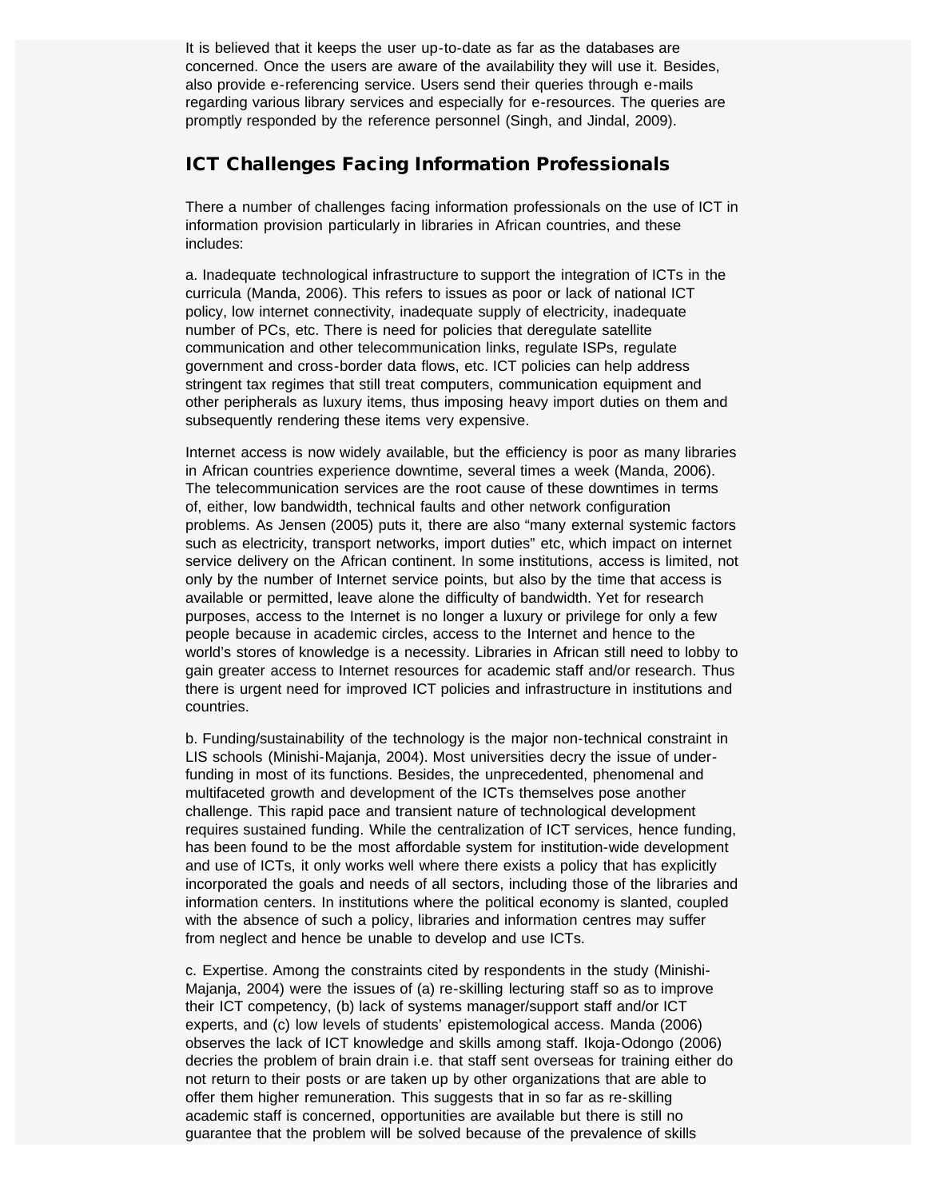It is believed that it keeps the user up-to-date as far as the databases are concerned. Once the users are aware of the availability they will use it. Besides, also provide e-referencing service. Users send their queries through e-mails regarding various library services and especially for e-resources. The queries are promptly responded by the reference personnel (Singh, and Jindal, 2009).

## ICT Challenges Facing Information Professionals

There a number of challenges facing information professionals on the use of ICT in information provision particularly in libraries in African countries, and these includes:

a. Inadequate technological infrastructure to support the integration of ICTs in the curricula (Manda, 2006). This refers to issues as poor or lack of national ICT policy, low internet connectivity, inadequate supply of electricity, inadequate number of PCs, etc. There is need for policies that deregulate satellite communication and other telecommunication links, regulate ISPs, regulate government and cross-border data flows, etc. ICT policies can help address stringent tax regimes that still treat computers, communication equipment and other peripherals as luxury items, thus imposing heavy import duties on them and subsequently rendering these items very expensive.

Internet access is now widely available, but the efficiency is poor as many libraries in African countries experience downtime, several times a week (Manda, 2006). The telecommunication services are the root cause of these downtimes in terms of, either, low bandwidth, technical faults and other network configuration problems. As Jensen (2005) puts it, there are also “many external systemic factors such as electricity, transport networks, import duties” etc, which impact on internet service delivery on the African continent. In some institutions, access is limited, not only by the number of Internet service points, but also by the time that access is available or permitted, leave alone the difficulty of bandwidth. Yet for research purposes, access to the Internet is no longer a luxury or privilege for only a few people because in academic circles, access to the Internet and hence to the world’s stores of knowledge is a necessity. Libraries in African still need to lobby to gain greater access to Internet resources for academic staff and/or research. Thus there is urgent need for improved ICT policies and infrastructure in institutions and countries.

b. Funding/sustainability of the technology is the major non-technical constraint in LIS schools (Minishi-Majanja, 2004). Most universities decry the issue of under-funding in most of its functions. Besides, the unprecedented, phenomenal and multifaceted growth and development of the ICTs themselves pose another challenge. This rapid pace and transient nature of technological development requires sustained funding. While the centralization of ICT services, hence funding, has been found to be the most affordable system for institution-wide development and use of ICTs, it only works well where there exists a policy that has explicitly incorporated the goals and needs of all sectors, including those of the libraries and information centers. In institutions where the political economy is slanted, coupled with the absence of such a policy, libraries and information centres may suffer from neglect and hence be unable to develop and use ICTs.

c. Expertise. Among the constraints cited by respondents in the study (Minishi-Majanja, 2004) were the issues of (a) re-skilling lecturing staff so as to improve their ICT competency, (b) lack of systems manager/support staff and/or ICT experts, and (c) low levels of students’ epistemological access. Manda (2006) observes the lack of ICT knowledge and skills among staff. Ikoja-Odongo (2006) decries the problem of brain drain i.e. that staff sent overseas for training either do not return to their posts or are taken up by other organizations that are able to offer them higher remuneration. This suggests that in so far as re-skilling academic staff is concerned, opportunities are available but there is still no guarantee that the problem will be solved because of the prevalence of skills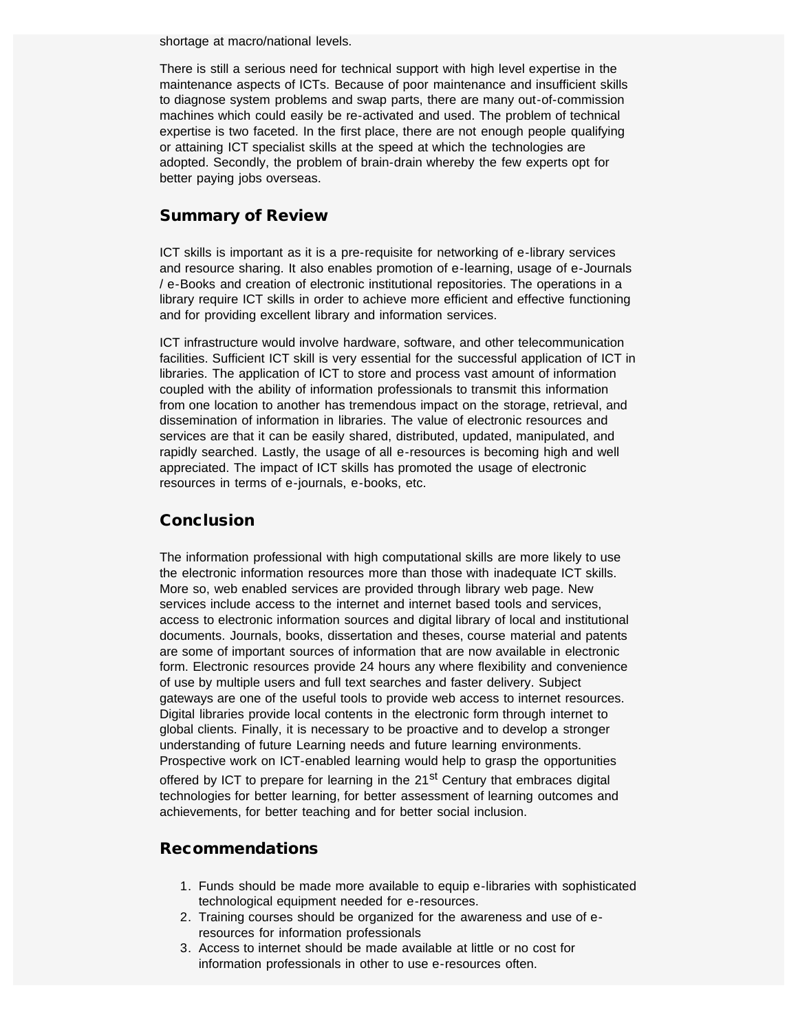shortage at macro/national levels.

There is still a serious need for technical support with high level expertise in the maintenance aspects of ICTs. Because of poor maintenance and insufficient skills to diagnose system problems and swap parts, there are many out-of-commission machines which could easily be re-activated and used. The problem of technical expertise is two faceted. In the first place, there are not enough people qualifying or attaining ICT specialist skills at the speed at which the technologies are adopted. Secondly, the problem of brain-drain whereby the few experts opt for better paying jobs overseas.

## Summary of Review

ICT skills is important as it is a pre-requisite for networking of e-library services and resource sharing. It also enables promotion of e-learning, usage of e-Journals / e-Books and creation of electronic institutional repositories. The operations in a library require ICT skills in order to achieve more efficient and effective functioning and for providing excellent library and information services.

ICT infrastructure would involve hardware, software, and other telecommunication facilities. Sufficient ICT skill is very essential for the successful application of ICT in libraries. The application of ICT to store and process vast amount of information coupled with the ability of information professionals to transmit this information from one location to another has tremendous impact on the storage, retrieval, and dissemination of information in libraries. The value of electronic resources and services are that it can be easily shared, distributed, updated, manipulated, and rapidly searched. Lastly, the usage of all e-resources is becoming high and well appreciated. The impact of ICT skills has promoted the usage of electronic resources in terms of e-journals, e-books, etc.

## Conclusion

The information professional with high computational skills are more likely to use the electronic information resources more than those with inadequate ICT skills. More so, web enabled services are provided through library web page. New services include access to the internet and internet based tools and services, access to electronic information sources and digital library of local and institutional documents. Journals, books, dissertation and theses, course material and patents are some of important sources of information that are now available in electronic form. Electronic resources provide 24 hours any where flexibility and convenience of use by multiple users and full text searches and faster delivery. Subject gateways are one of the useful tools to provide web access to internet resources. Digital libraries provide local contents in the electronic form through internet to global clients. Finally, it is necessary to be proactive and to develop a stronger understanding of future Learning needs and future learning environments. Prospective work on ICT-enabled learning would help to grasp the opportunities offered by ICT to prepare for learning in the 21st Century that embraces digital technologies for better learning, for better assessment of learning outcomes and achievements, for better teaching and for better social inclusion.

## Recommendations

1. Funds should be made more available to equip e-libraries with sophisticated technological equipment needed for e-resources.
2. Training courses should be organized for the awareness and use of e-resources for information professionals
3. Access to internet should be made available at little or no cost for information professionals in other to use e-resources often.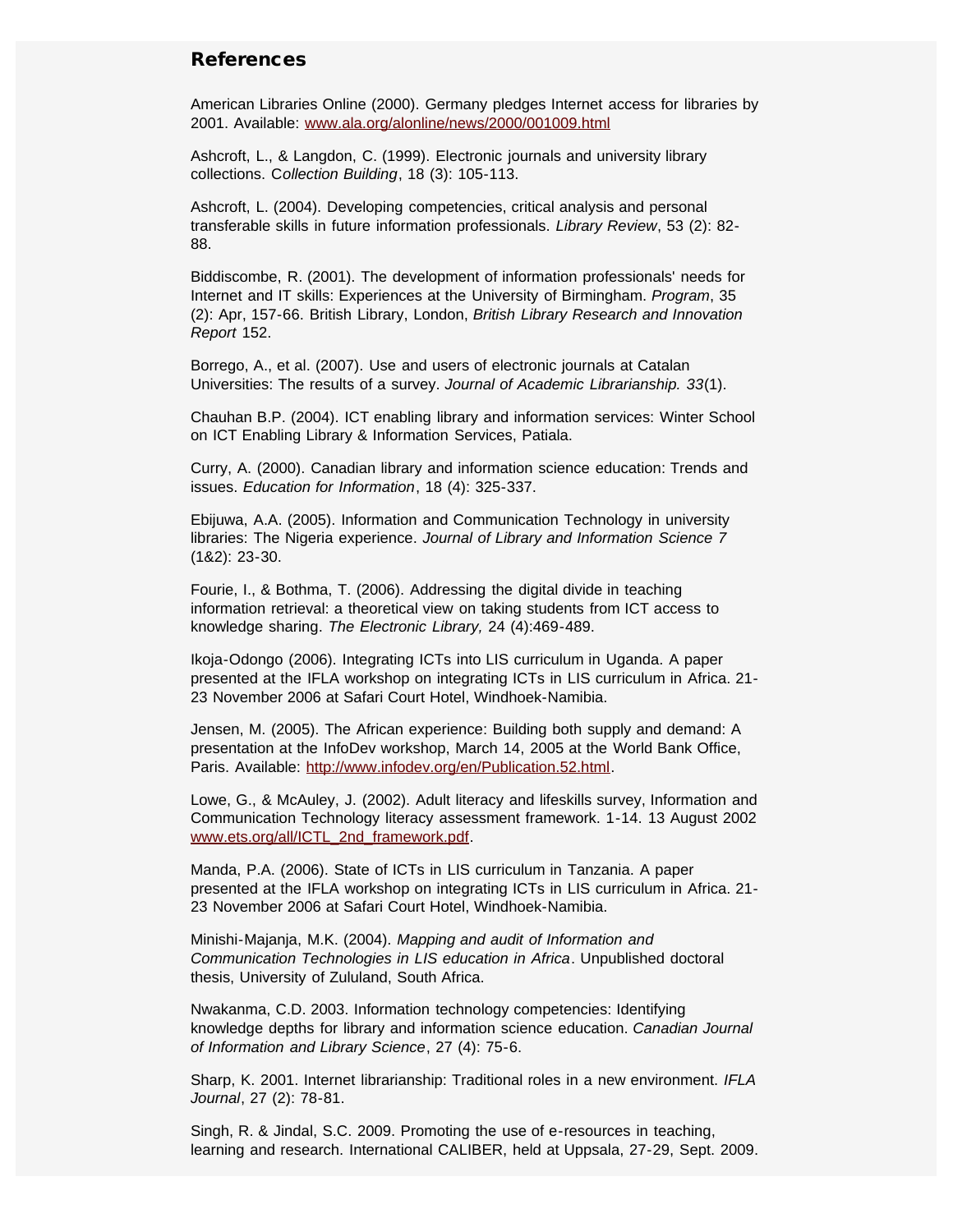## References

American Libraries Online (2000). Germany pledges Internet access for libraries by 2001. Available: [www.ala.org/alonline/news/2000/001009.html](www.ala.org/alonline/news/2000/001009.html)

Ashcroft, L., & Langdon, C. (1999). Electronic journals and university library collections. C*ollection Building*, 18 (3): 105-113.

Ashcroft, L. (2004). Developing competencies, critical analysis and personal transferable skills in future information professionals. *Library Review*, 53 (2): 82-88.

Biddiscombe, R. (2001). The development of information professionals' needs for Internet and IT skills: Experiences at the University of Birmingham. *Program*, 35 (2): Apr, 157-66. British Library, London, *British Library Research and Innovation Report* 152.

Borrego, A., et al. (2007). Use and users of electronic journals at Catalan Universities: The results of a survey. *Journal of Academic Librarianship. 33*(1).

Chauhan B.P. (2004). ICT enabling library and information services: Winter School on ICT Enabling Library & Information Services, Patiala.

Curry, A. (2000). Canadian library and information science education: Trends and issues. *Education for Information*, 18 (4): 325-337.

Ebijuwa, A.A. (2005). Information and Communication Technology in university libraries: The Nigeria experience. *Journal of Library and Information Science 7* (1&2): 23-30.

Fourie, I., & Bothma, T. (2006). Addressing the digital divide in teaching information retrieval: a theoretical view on taking students from ICT access to knowledge sharing. *The Electronic Library,* 24 (4):469-489.

Ikoja-Odongo (2006). Integrating ICTs into LIS curriculum in Uganda. A paper presented at the IFLA workshop on integrating ICTs in LIS curriculum in Africa. 21-23 November 2006 at Safari Court Hotel, Windhoek-Namibia.

Jensen, M. (2005). The African experience: Building both supply and demand: A presentation at the InfoDev workshop, March 14, 2005 at the World Bank Office, Paris. Available: [http://www.infodev.org/en/Publication.52.html](http://www.infodev.org/en/Publication.52.html).

Lowe, G., & McAuley, J. (2002). Adult literacy and lifeskills survey, Information and Communication Technology literacy assessment framework. 1-14. 13 August 2002 [www.ets.org/all/ICTL_2nd_framework.pdf](www.ets.org/all/ICTL_2nd_framework.pdf).

Manda, P.A. (2006). State of ICTs in LIS curriculum in Tanzania. A paper presented at the IFLA workshop on integrating ICTs in LIS curriculum in Africa. 21-23 November 2006 at Safari Court Hotel, Windhoek-Namibia.

Minishi-Majanja, M.K. (2004). *Mapping and audit of Information and Communication Technologies in LIS education in Africa*. Unpublished doctoral thesis, University of Zululand, South Africa.

Nwakanma, C.D. 2003. Information technology competencies: Identifying knowledge depths for library and information science education. *Canadian Journal of Information and Library Science*, 27 (4): 75-6.

Sharp, K. 2001. Internet librarianship: Traditional roles in a new environment. *IFLA Journal*, 27 (2): 78-81.

Singh, R. & Jindal, S.C. 2009. Promoting the use of e-resources in teaching, learning and research. International CALIBER, held at Uppsala, 27-29, Sept. 2009.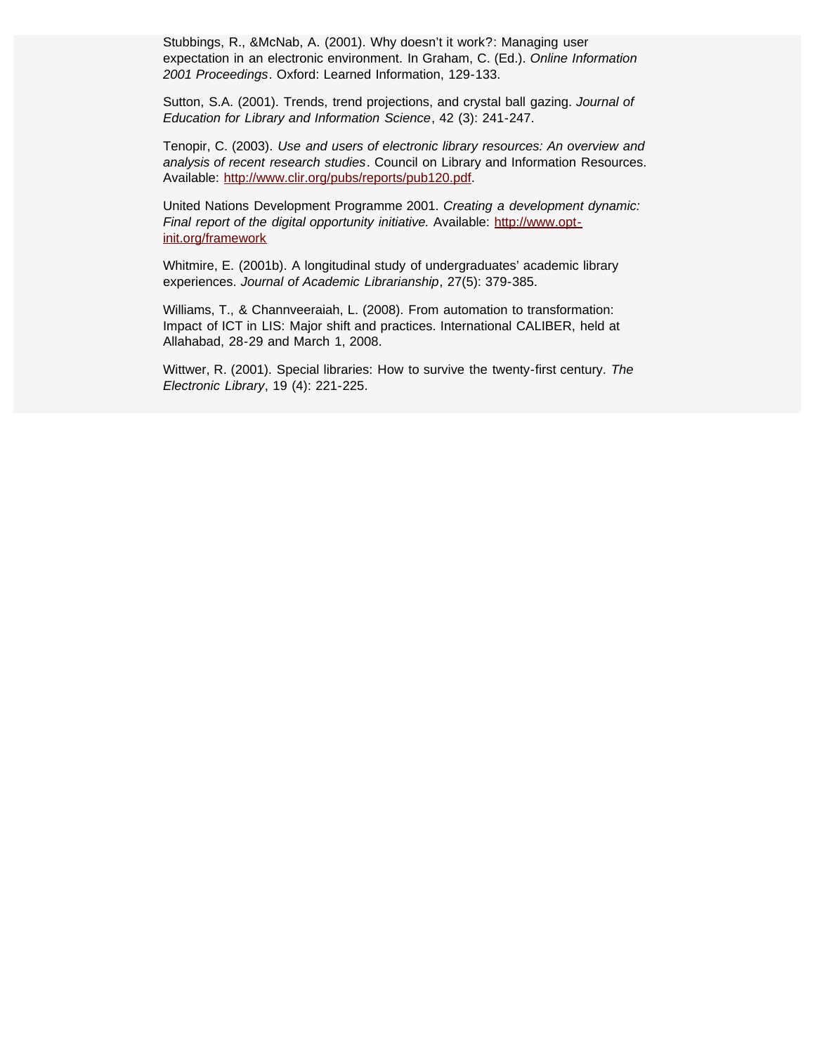Stubbings, R., &McNab, A. (2001). Why doesn't it work?: Managing user expectation in an electronic environment. In Graham, C. (Ed.). *Online Information 2001 Proceedings*. Oxford: Learned Information, 129-133.

Sutton, S.A. (2001). Trends, trend projections, and crystal ball gazing. *Journal of Education for Library and Information Science*, 42 (3): 241-247.

Tenopir, C. (2003). *Use and users of electronic library resources: An overview and analysis of recent research studies*. Council on Library and Information Resources. Available: http://www.clir.org/pubs/reports/pub120.pdf.

United Nations Development Programme 2001. *Creating a development dynamic: Final report of the digital opportunity initiative.* Available: http://www.opt-init.org/framework

Whitmire, E. (2001b). A longitudinal study of undergraduates' academic library experiences. *Journal of Academic Librarianship*, 27(5): 379-385.

Williams, T., & Channveeraiah, L. (2008). From automation to transformation: Impact of ICT in LIS: Major shift and practices. International CALIBER, held at Allahabad, 28-29 and March 1, 2008.

Wittwer, R. (2001). Special libraries: How to survive the twenty-first century. *The Electronic Library*, 19 (4): 221-225.